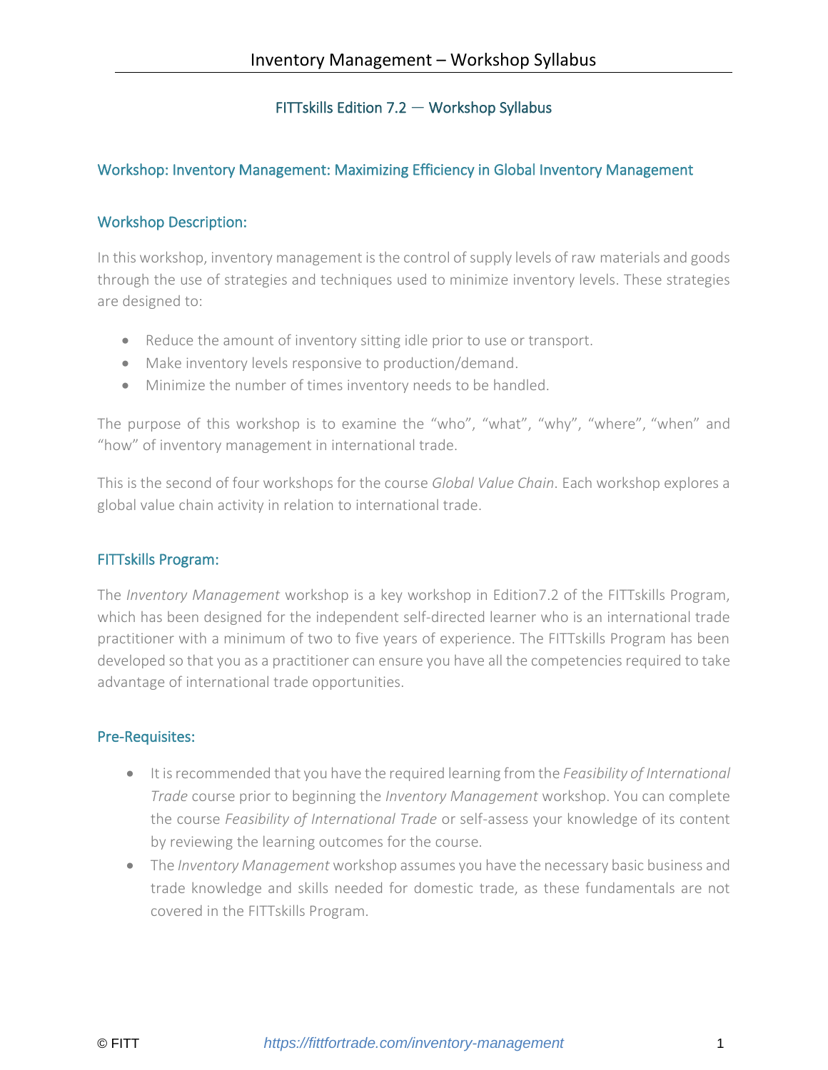## FITTskills Edition 7.2 — Workshop Syllabus

### Workshop: Inventory Management: Maximizing Efficiency in Global Inventory Management

### Workshop Description:

In this workshop, inventory management is the control of supply levels of raw materials and goods through the use of strategies and techniques used to minimize inventory levels. These strategies are designed to:

- Reduce the amount of inventory sitting idle prior to use or transport.
- Make inventory levels responsive to production/demand.
- Minimize the number of times inventory needs to be handled.

The purpose of this workshop is to examine the "who", "what", "why", "where", "when" and "how" of inventory management in international trade.

This is the second of four workshops for the course *Global Value Chain*. Each workshop explores a global value chain activity in relation to international trade.

### FITTskills Program:

The *Inventory Management* workshop is a key workshop in Edition7.2 of the FITTskills Program, which has been designed for the independent self-directed learner who is an international trade practitioner with a minimum of two to five years of experience. The FITTskills Program has been developed so that you as a practitioner can ensure you have all the competencies required to take advantage of international trade opportunities.

### Pre-Requisites:

- It is recommended that you have the required learning from the *Feasibility of International Trade* course prior to beginning the *Inventory Management* workshop. You can complete the course *Feasibility of International Trade* or self-assess your knowledge of its content by reviewing the learning outcomes for the course.
- The *Inventory Management* workshop assumes you have the necessary basic business and trade knowledge and skills needed for domestic trade, as these fundamentals are not covered in the FITTskills Program.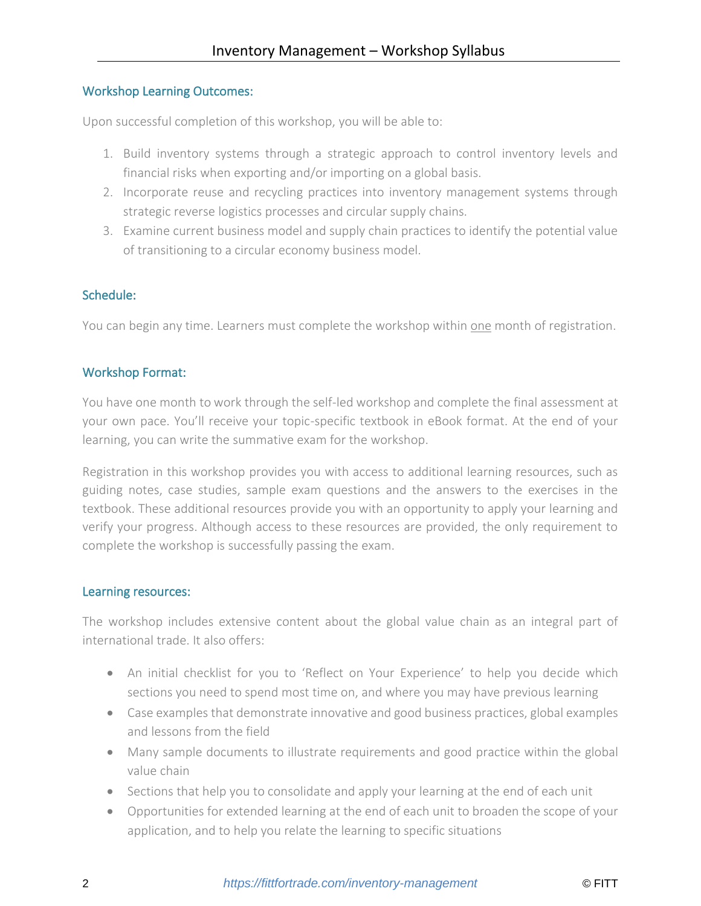## Workshop Learning Outcomes:

Upon successful completion of this workshop, you will be able to:

1. Build inventory systems through a strategic approach to control inventory levels and financial risks when exporting and/or importing on a global basis.
2. Incorporate reuse and recycling practices into inventory management systems through strategic reverse logistics processes and circular supply chains.
3. Examine current business model and supply chain practices to identify the potential value of transitioning to a circular economy business model.

## Schedule:

You can begin any time. Learners must complete the workshop within one month of registration.

## Workshop Format:

You have one month to work through the self-led workshop and complete the final assessment at your own pace. You'll receive your topic-specific textbook in eBook format. At the end of your learning, you can write the summative exam for the workshop.

Registration in this workshop provides you with access to additional learning resources, such as guiding notes, case studies, sample exam questions and the answers to the exercises in the textbook. These additional resources provide you with an opportunity to apply your learning and verify your progress. Although access to these resources are provided, the only requirement to complete the workshop is successfully passing the exam.

## Learning resources:

The workshop includes extensive content about the global value chain as an integral part of international trade. It also offers:

- An initial checklist for you to 'Reflect on Your Experience' to help you decide which sections you need to spend most time on, and where you may have previous learning
- Case examples that demonstrate innovative and good business practices, global examples and lessons from the field
- Many sample documents to illustrate requirements and good practice within the global value chain
- Sections that help you to consolidate and apply your learning at the end of each unit
- Opportunities for extended learning at the end of each unit to broaden the scope of your application, and to help you relate the learning to specific situations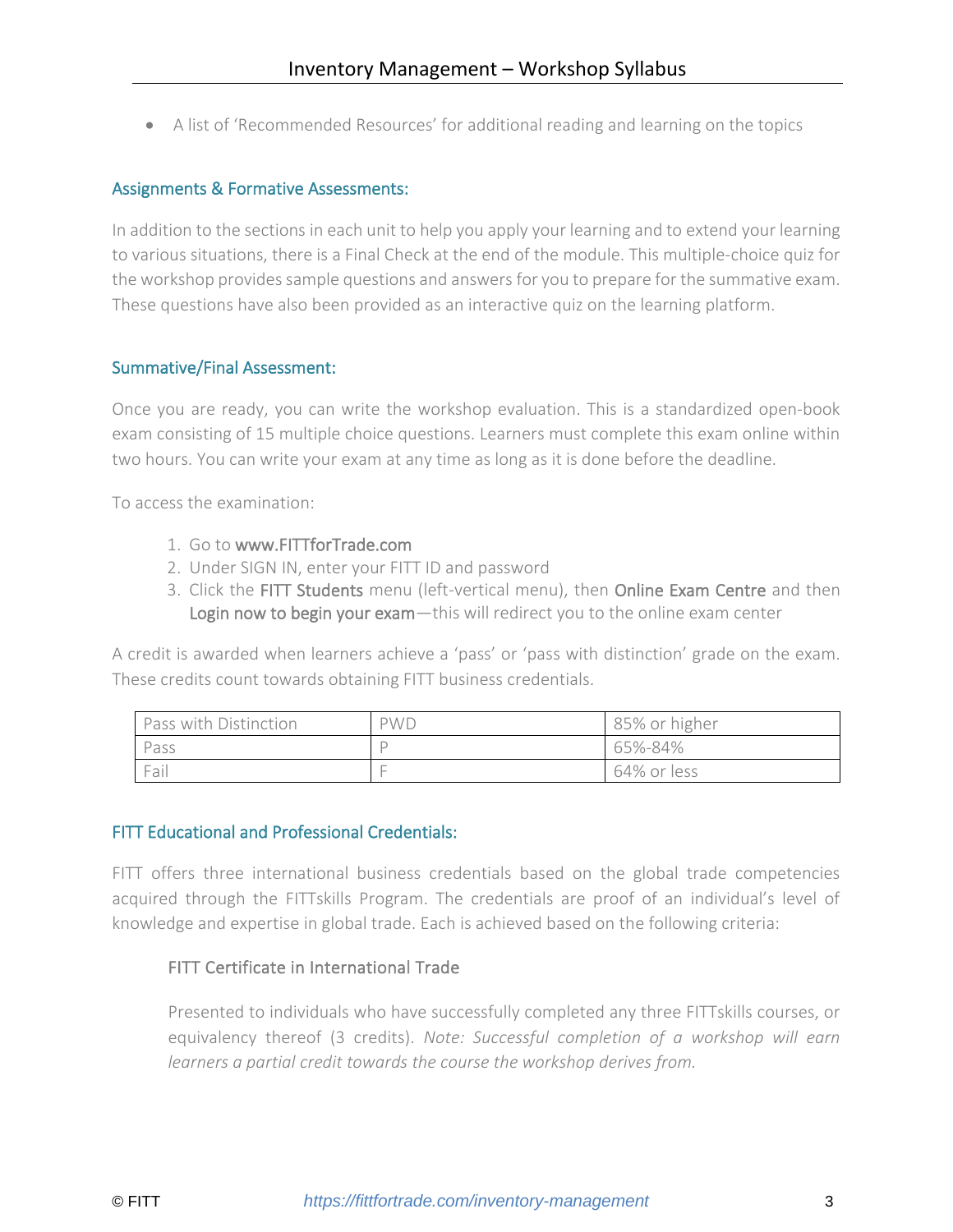- A list of 'Recommended Resources' for additional reading and learning on the topics

## Assignments & Formative Assessments:

In addition to the sections in each unit to help you apply your learning and to extend your learning to various situations, there is a Final Check at the end of the module. This multiple-choice quiz for the workshop provides sample questions and answers for you to prepare for the summative exam. These questions have also been provided as an interactive quiz on the learning platform.

## Summative/Final Assessment:

Once you are ready, you can write the workshop evaluation. This is a standardized open-book exam consisting of 15 multiple choice questions. Learners must complete this exam online within two hours. You can write your exam at any time as long as it is done before the deadline.

To access the examination:

1. Go to www.FITTforTrade.com
2. Under SIGN IN, enter your FITT ID and password
3. Click the FITT Students menu (left-vertical menu), then Online Exam Centre and then Login now to begin your exam—this will redirect you to the online exam center

A credit is awarded when learners achieve a 'pass' or 'pass with distinction' grade on the exam. These credits count towards obtaining FITT business credentials.

| Pass with Distinction | PWD | 85% or higher |
|---|---|---|
| Pass | P | 65%-84% |
| Fail | F | 64% or less |

## FITT Educational and Professional Credentials:

FITT offers three international business credentials based on the global trade competencies acquired through the FITTskills Program. The credentials are proof of an individual's level of knowledge and expertise in global trade. Each is achieved based on the following criteria:

### FITT Certificate in International Trade

Presented to individuals who have successfully completed any three FITTskills courses, or equivalency thereof (3 credits). *Note: Successful completion of a workshop will earn learners a partial credit towards the course the workshop derives from.*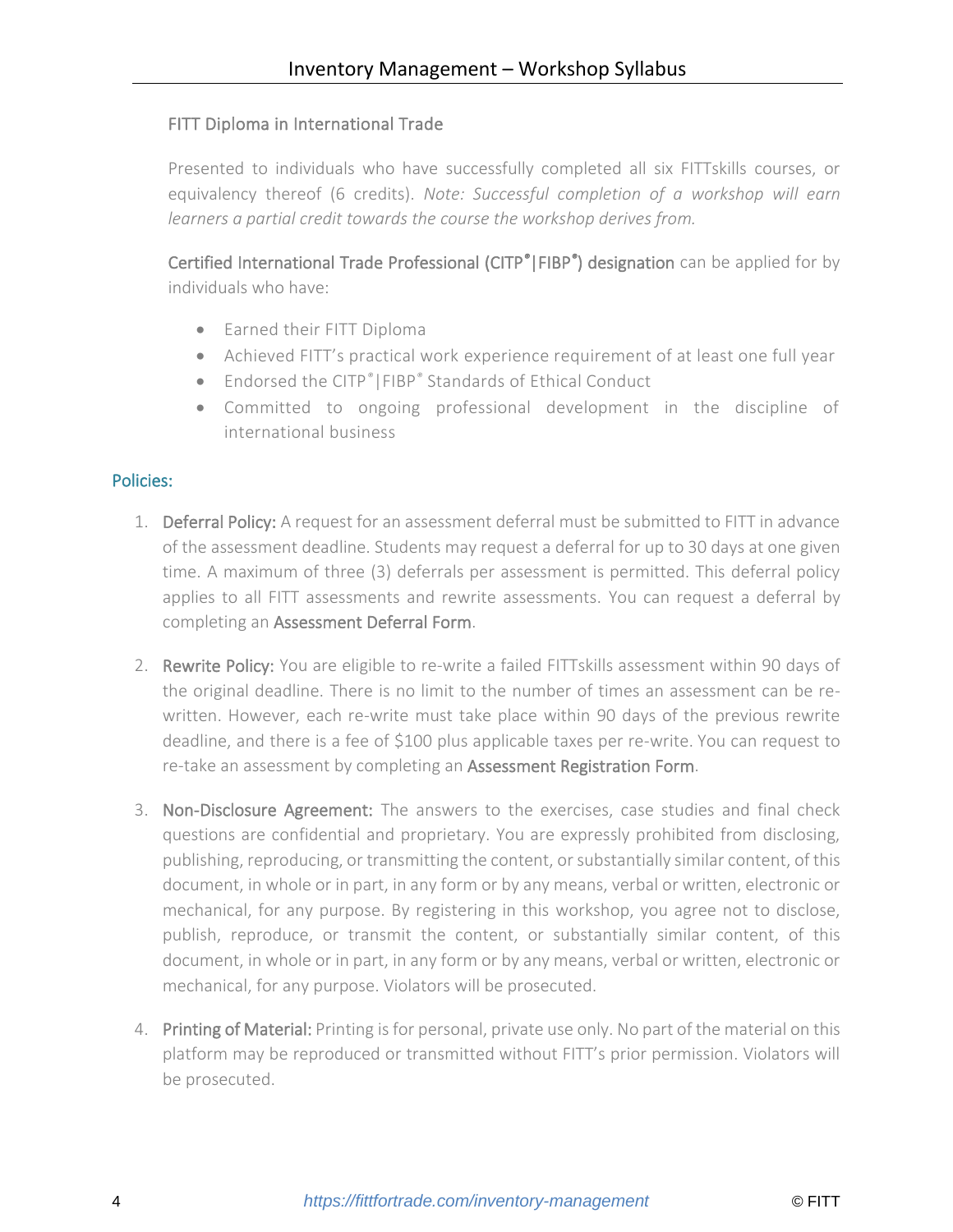FITT Diploma in International Trade

Presented to individuals who have successfully completed all six FITTskills courses, or equivalency thereof (6 credits). *Note: Successful completion of a workshop will earn learners a partial credit towards the course the workshop derives from.*

Certified International Trade Professional (CITP®|FIBP®) designation can be applied for by individuals who have:

- Earned their FITT Diploma
- Achieved FITT's practical work experience requirement of at least one full year
- Endorsed the CITP®|FIBP® Standards of Ethical Conduct
- Committed to ongoing professional development in the discipline of international business

## Policies:

1. **Deferral Policy:** A request for an assessment deferral must be submitted to FITT in advance of the assessment deadline. Students may request a deferral for up to 30 days at one given time. A maximum of three (3) deferrals per assessment is permitted. This deferral policy applies to all FITT assessments and rewrite assessments. You can request a deferral by completing an Assessment Deferral Form.

2. **Rewrite Policy:** You are eligible to re-write a failed FITTskills assessment within 90 days of the original deadline. There is no limit to the number of times an assessment can be re-written. However, each re-write must take place within 90 days of the previous rewrite deadline, and there is a fee of $100 plus applicable taxes per re-write. You can request to re-take an assessment by completing an Assessment Registration Form.

3. **Non-Disclosure Agreement:** The answers to the exercises, case studies and final check questions are confidential and proprietary. You are expressly prohibited from disclosing, publishing, reproducing, or transmitting the content, or substantially similar content, of this document, in whole or in part, in any form or by any means, verbal or written, electronic or mechanical, for any purpose. By registering in this workshop, you agree not to disclose, publish, reproduce, or transmit the content, or substantially similar content, of this document, in whole or in part, in any form or by any means, verbal or written, electronic or mechanical, for any purpose. Violators will be prosecuted.

4. **Printing of Material:** Printing is for personal, private use only. No part of the material on this platform may be reproduced or transmitted without FITT's prior permission. Violators will be prosecuted.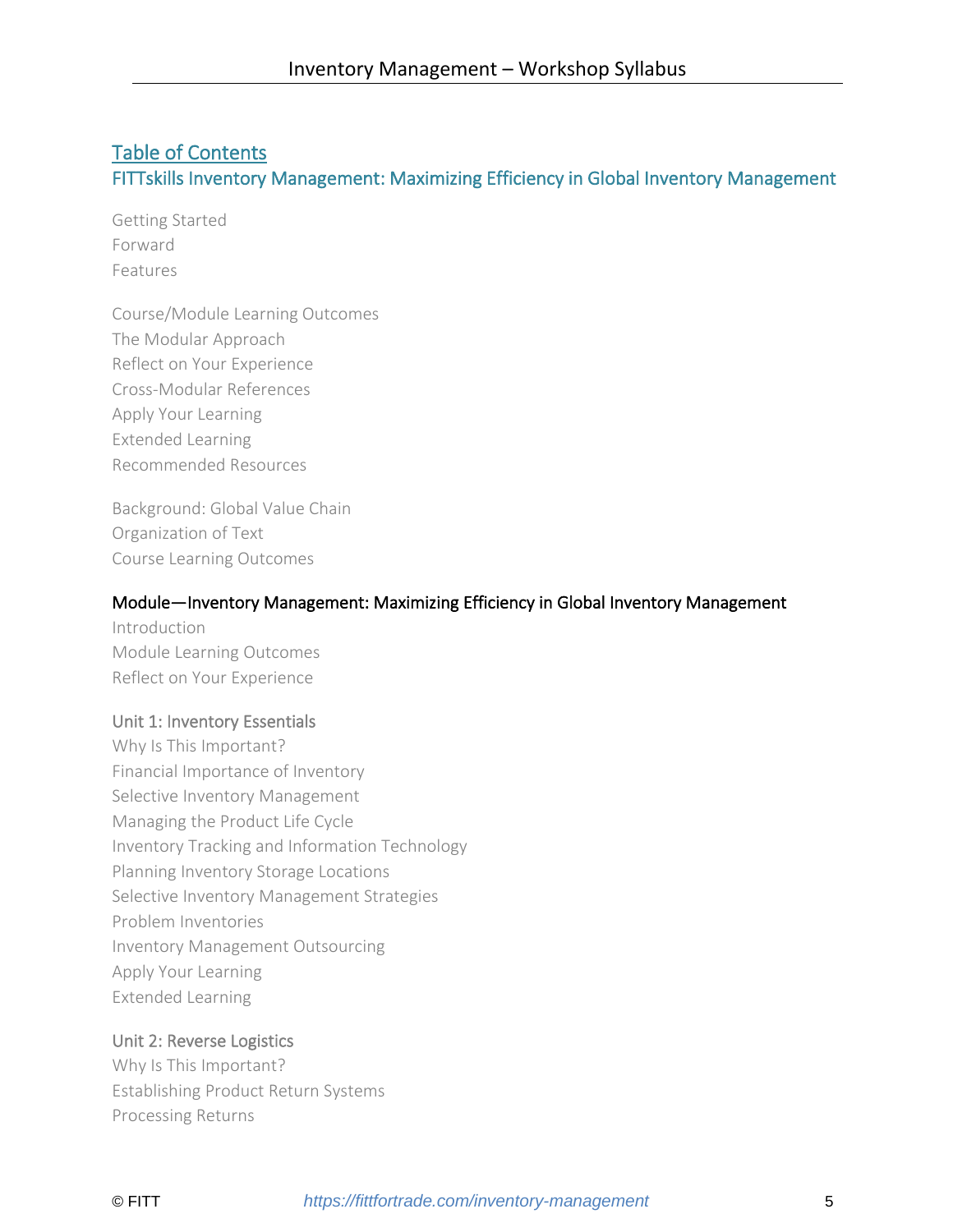## Table of Contents

### FITTskills Inventory Management: Maximizing Efficiency in Global Inventory Management

Getting Started
Forward
Features

Course/Module Learning Outcomes
The Modular Approach
Reflect on Your Experience
Cross-Modular References
Apply Your Learning
Extended Learning
Recommended Resources

Background: Global Value Chain
Organization of Text
Course Learning Outcomes

### Module—Inventory Management: Maximizing Efficiency in Global Inventory Management

Introduction
Module Learning Outcomes
Reflect on Your Experience

#### Unit 1: Inventory Essentials

Why Is This Important?
Financial Importance of Inventory
Selective Inventory Management
Managing the Product Life Cycle
Inventory Tracking and Information Technology
Planning Inventory Storage Locations
Selective Inventory Management Strategies
Problem Inventories
Inventory Management Outsourcing
Apply Your Learning
Extended Learning

#### Unit 2: Reverse Logistics

Why Is This Important?
Establishing Product Return Systems
Processing Returns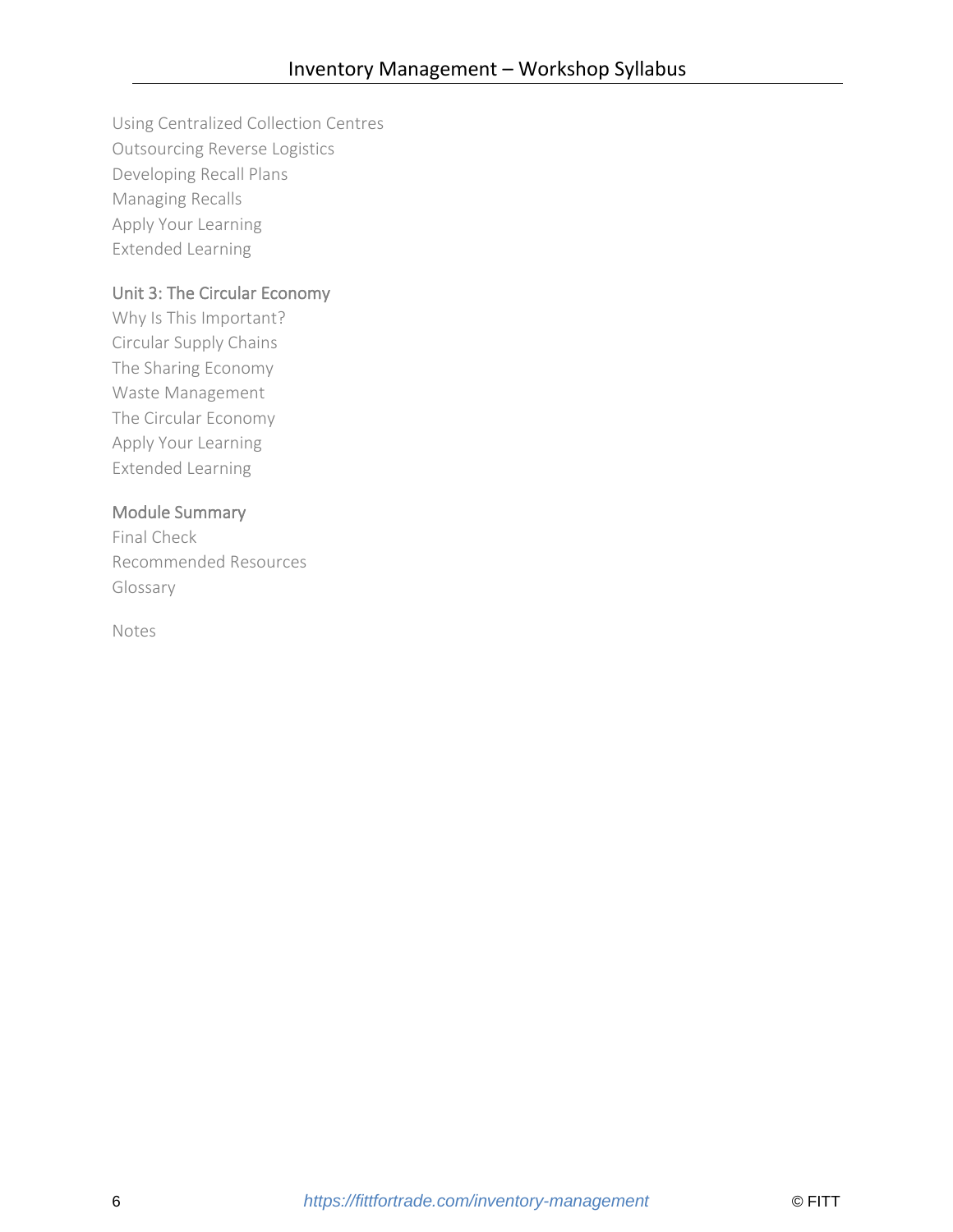Using Centralized Collection Centres
Outsourcing Reverse Logistics
Developing Recall Plans
Managing Recalls
Apply Your Learning
Extended Learning

### Unit 3: The Circular Economy

Why Is This Important?
Circular Supply Chains
The Sharing Economy
Waste Management
The Circular Economy
Apply Your Learning
Extended Learning

### Module Summary

Final Check
Recommended Resources
Glossary

Notes